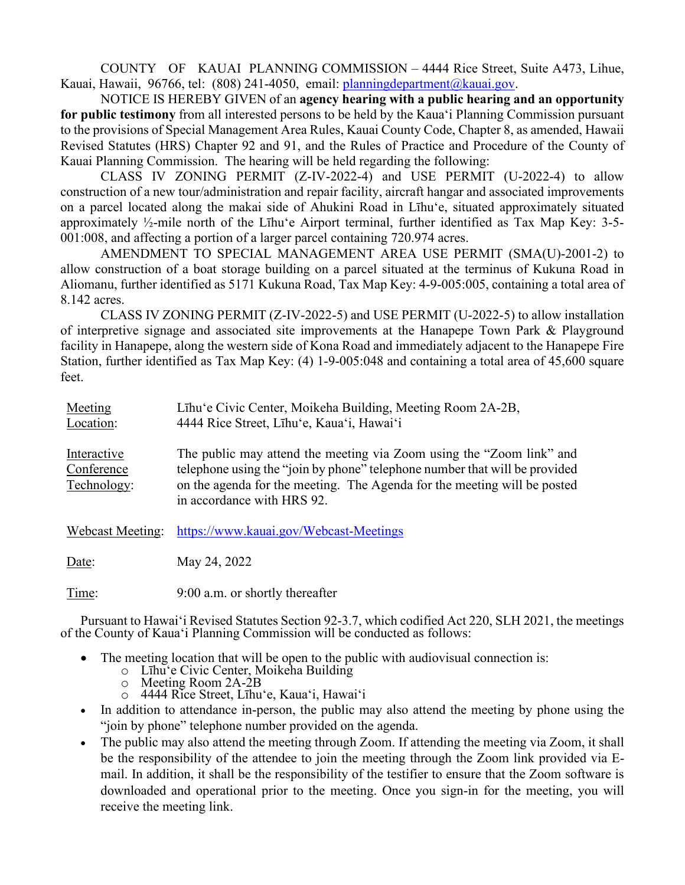COUNTY OF KAUAI PLANNING COMMISSION – 4444 Rice Street, Suite A473, Lihue, Kauai, Hawaii, 96766, tel: (808) 241-4050, email: planningdepartment@kauai.gov.

NOTICE IS HEREBY GIVEN of an **agency hearing with a public hearing and an opportunity for public testimony** from all interested persons to be held by the Kaua'i Planning Commission pursuant to the provisions of Special Management Area Rules, Kauai County Code, Chapter 8, as amended, Hawaii Revised Statutes (HRS) Chapter 92 and 91, and the Rules of Practice and Procedure of the County of Kauai Planning Commission. The hearing will be held regarding the following:

CLASS IV ZONING PERMIT (Z-IV-2022-4) and USE PERMIT (U-2022-4) to allow construction of a new tour/administration and repair facility, aircraft hangar and associated improvements on a parcel located along the makai side of Ahukini Road in Līhu'e, situated approximately situated approximately ½-mile north of the Līhu'e Airport terminal, further identified as Tax Map Key: 3-5-001:008, and affecting a portion of a larger parcel containing 720.974 acres.

AMENDMENT TO SPECIAL MANAGEMENT AREA USE PERMIT (SMA(U)-2001-2) to allow construction of a boat storage building on a parcel situated at the terminus of Kukuna Road in Aliomanu, further identified as 5171 Kukuna Road, Tax Map Key: 4-9-005:005, containing a total area of 8.142 acres.

CLASS IV ZONING PERMIT (Z-IV-2022-5) and USE PERMIT (U-2022-5) to allow installation of interpretive signage and associated site improvements at the Hanapepe Town Park & Playground facility in Hanapepe, along the western side of Kona Road and immediately adjacent to the Hanapepe Fire Station, further identified as Tax Map Key: (4) 1-9-005:048 and containing a total area of 45,600 square feet.

| | |
|---|---|
| Meeting Location: | Līhu'e Civic Center, Moikeha Building, Meeting Room 2A-2B, 4444 Rice Street, Līhu'e, Kaua'i, Hawai'i |
| Interactive Conference Technology: | The public may attend the meeting via Zoom using the "Zoom link" and telephone using the "join by phone" telephone number that will be provided on the agenda for the meeting. The Agenda for the meeting will be posted in accordance with HRS 92. |
| Webcast Meeting: | https://www.kauai.gov/Webcast-Meetings |
| Date: | May 24, 2022 |
| Time: | 9:00 a.m. or shortly thereafter |

Pursuant to Hawai'i Revised Statutes Section 92-3.7, which codified Act 220, SLH 2021, the meetings of the County of Kaua'i Planning Commission will be conducted as follows:

- The meeting location that will be open to the public with audiovisual connection is:
  - Līhu'e Civic Center, Moikeha Building
  - Meeting Room 2A-2B
  - 4444 Rice Street, Līhu'e, Kaua'i, Hawai'i
- In addition to attendance in-person, the public may also attend the meeting by phone using the "join by phone" telephone number provided on the agenda.
- The public may also attend the meeting through Zoom. If attending the meeting via Zoom, it shall be the responsibility of the attendee to join the meeting through the Zoom link provided via E-mail. In addition, it shall be the responsibility of the testifier to ensure that the Zoom software is downloaded and operational prior to the meeting. Once you sign-in for the meeting, you will receive the meeting link.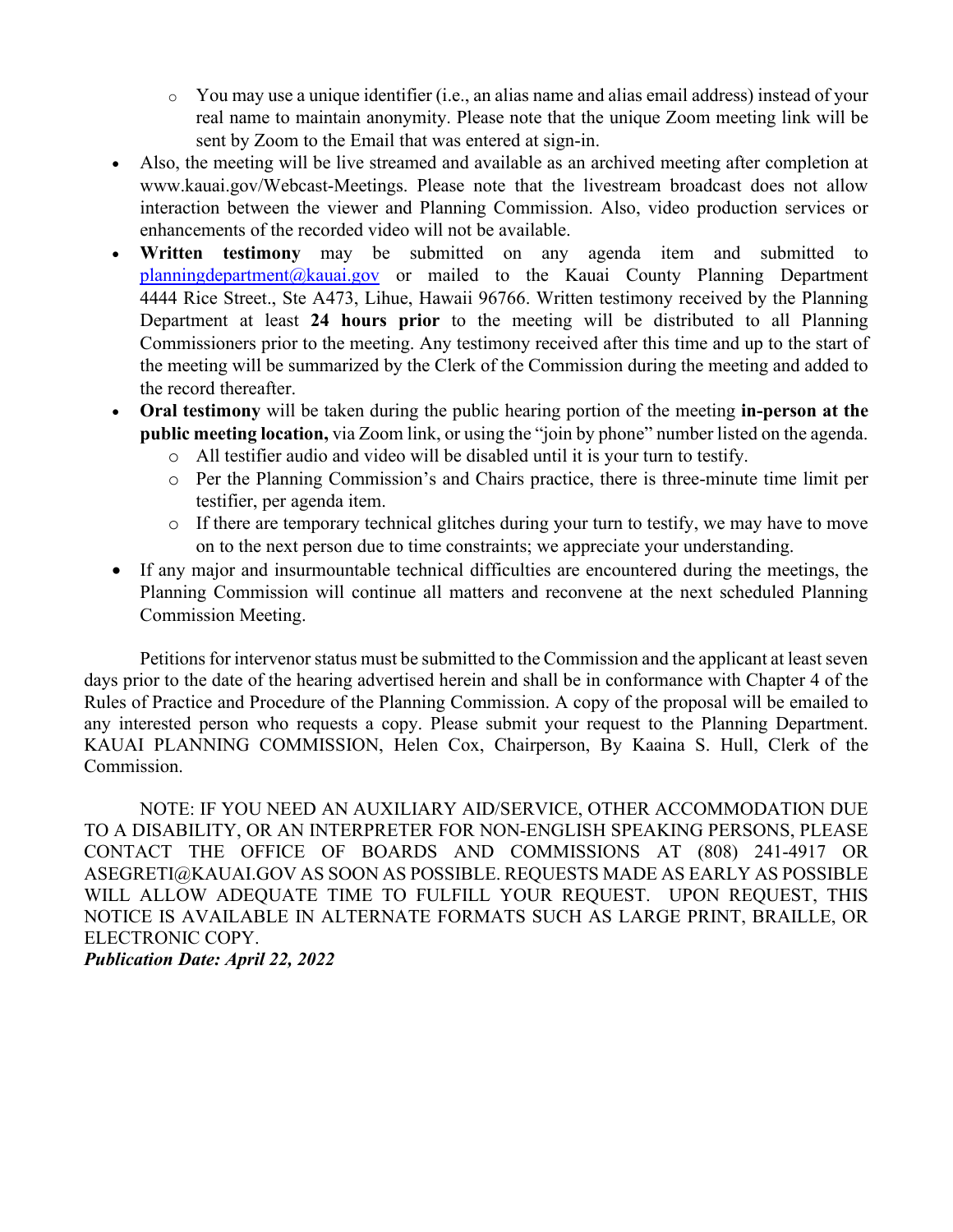- You may use a unique identifier (i.e., an alias name and alias email address) instead of your real name to maintain anonymity. Please note that the unique Zoom meeting link will be sent by Zoom to the Email that was entered at sign-in.
- Also, the meeting will be live streamed and available as an archived meeting after completion at www.kauai.gov/Webcast-Meetings. Please note that the livestream broadcast does not allow interaction between the viewer and Planning Commission. Also, video production services or enhancements of the recorded video will not be available.
- **Written testimony** may be submitted on any agenda item and submitted to planningdepartment@kauai.gov or mailed to the Kauai County Planning Department 4444 Rice Street., Ste A473, Lihue, Hawaii 96766. Written testimony received by the Planning Department at least **24 hours prior** to the meeting will be distributed to all Planning Commissioners prior to the meeting. Any testimony received after this time and up to the start of the meeting will be summarized by the Clerk of the Commission during the meeting and added to the record thereafter.
- **Oral testimony** will be taken during the public hearing portion of the meeting **in-person at the public meeting location,** via Zoom link, or using the "join by phone" number listed on the agenda.
  - All testifier audio and video will be disabled until it is your turn to testify.
  - Per the Planning Commission's and Chairs practice, there is three-minute time limit per testifier, per agenda item.
  - If there are temporary technical glitches during your turn to testify, we may have to move on to the next person due to time constraints; we appreciate your understanding.
- If any major and insurmountable technical difficulties are encountered during the meetings, the Planning Commission will continue all matters and reconvene at the next scheduled Planning Commission Meeting.

Petitions for intervenor status must be submitted to the Commission and the applicant at least seven days prior to the date of the hearing advertised herein and shall be in conformance with Chapter 4 of the Rules of Practice and Procedure of the Planning Commission. A copy of the proposal will be emailed to any interested person who requests a copy. Please submit your request to the Planning Department. KAUAI PLANNING COMMISSION, Helen Cox, Chairperson, By Kaaina S. Hull, Clerk of the Commission.

NOTE: IF YOU NEED AN AUXILIARY AID/SERVICE, OTHER ACCOMMODATION DUE TO A DISABILITY, OR AN INTERPRETER FOR NON-ENGLISH SPEAKING PERSONS, PLEASE CONTACT THE OFFICE OF BOARDS AND COMMISSIONS AT (808) 241-4917 OR ASEGRETI@KAUAI.GOV AS SOON AS POSSIBLE. REQUESTS MADE AS EARLY AS POSSIBLE WILL ALLOW ADEQUATE TIME TO FULFILL YOUR REQUEST. UPON REQUEST, THIS NOTICE IS AVAILABLE IN ALTERNATE FORMATS SUCH AS LARGE PRINT, BRAILLE, OR ELECTRONIC COPY.

***Publication Date: April 22, 2022***